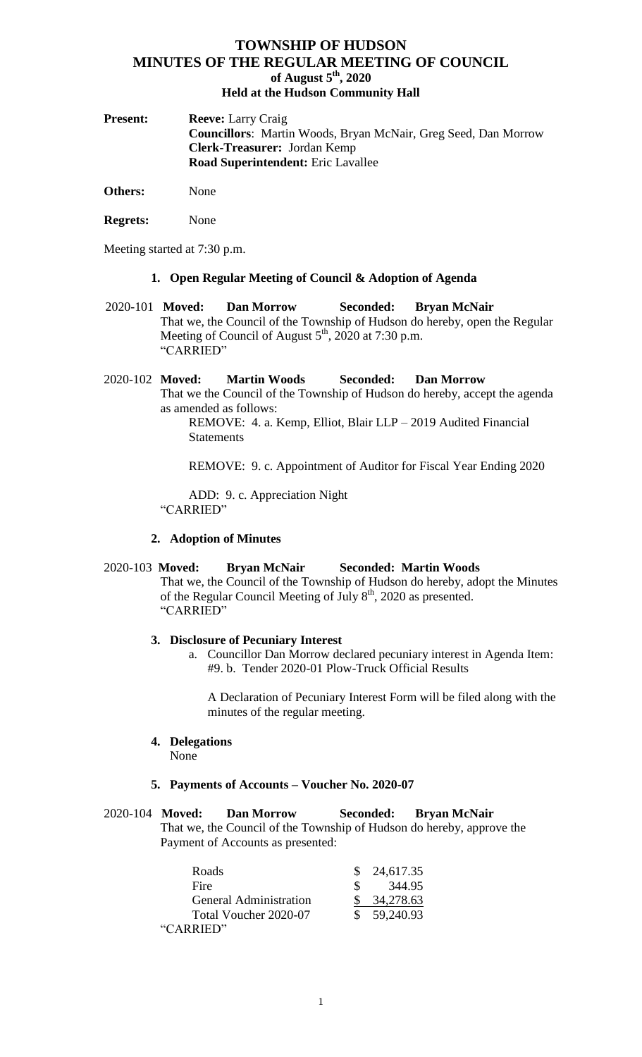# TOWNSHIP OF HUDSON
# MINUTES OF THE REGULAR MEETING OF COUNCIL
## of August 5th, 2020
## Held at the Hudson Community Hall

**Present:** **Reeve:** Larry Craig
**Councillors**: Martin Woods, Bryan McNair, Greg Seed, Dan Morrow
**Clerk-Treasurer:** Jordan Kemp
**Road Superintendent:** Eric Lavallee

**Others:** None

**Regrets:** None

Meeting started at 7:30 p.m.

### 1. Open Regular Meeting of Council & Adoption of Agenda

2020-101 **Moved: Dan Morrow Seconded: Bryan McNair**
That we, the Council of the Township of Hudson do hereby, open the Regular Meeting of Council of August 5th, 2020 at 7:30 p.m.
"CARRIED"

2020-102 **Moved: Martin Woods Seconded: Dan Morrow**
That we the Council of the Township of Hudson do hereby, accept the agenda as amended as follows:

REMOVE: 4. a. Kemp, Elliot, Blair LLP – 2019 Audited Financial Statements

REMOVE: 9. c. Appointment of Auditor for Fiscal Year Ending 2020

ADD: 9. c. Appreciation Night
"CARRIED"

### 2. Adoption of Minutes

2020-103 **Moved: Bryan McNair Seconded: Martin Woods**
That we, the Council of the Township of Hudson do hereby, adopt the Minutes of the Regular Council Meeting of July 8th, 2020 as presented.
"CARRIED"

### 3. Disclosure of Pecuniary Interest

a. Councillor Dan Morrow declared pecuniary interest in Agenda Item: #9. b. Tender 2020-01 Plow-Truck Official Results

A Declaration of Pecuniary Interest Form will be filed along with the minutes of the regular meeting.

### 4. Delegations

None

### 5. Payments of Accounts – Voucher No. 2020-07

2020-104 **Moved: Dan Morrow Seconded: Bryan McNair**
That we, the Council of the Township of Hudson do hereby, approve the Payment of Accounts as presented:

| | |
|---|---|
| Roads | $ 24,617.35 |
| Fire | $ 344.95 |
| General Administration | $ 34,278.63 |
| Total Voucher 2020-07 | $ 59,240.93 |

"CARRIED"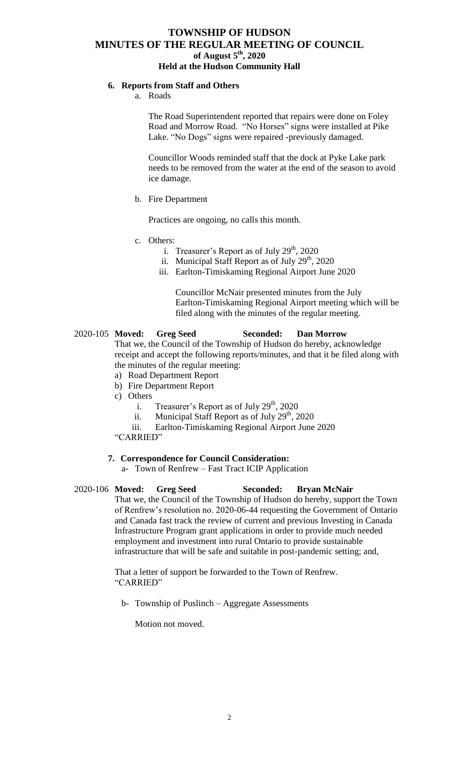# TOWNSHIP OF HUDSON
# MINUTES OF THE REGULAR MEETING OF COUNCIL
## of August 5th, 2020
## Held at the Hudson Community Hall

**6. Reports from Staff and Others**

a. Roads

The Road Superintendent reported that repairs were done on Foley Road and Morrow Road. "No Horses" signs were installed at Pike Lake. "No Dogs" signs were repaired -previously damaged.

Councillor Woods reminded staff that the dock at Pyke Lake park needs to be removed from the water at the end of the season to avoid ice damage.

b. Fire Department

Practices are ongoing, no calls this month.

c. Others:

i. Treasurer's Report as of July 29th, 2020
ii. Municipal Staff Report as of July 29th, 2020
iii. Earlton-Timiskaming Regional Airport June 2020

Councillor McNair presented minutes from the July Earlton-Timiskaming Regional Airport meeting which will be filed along with the minutes of the regular meeting.

2020-105 **Moved: Greg Seed Seconded: Dan Morrow**

That we, the Council of the Township of Hudson do hereby, acknowledge receipt and accept the following reports/minutes, and that it be filed along with the minutes of the regular meeting:

a) Road Department Report
b) Fire Department Report
c) Others
   i. Treasurer's Report as of July 29th, 2020
   ii. Municipal Staff Report as of July 29th, 2020
   iii. Earlton-Timiskaming Regional Airport June 2020

"CARRIED"

**7. Correspondence for Council Consideration:**

a- Town of Renfrew – Fast Tract ICIP Application

2020-106 **Moved: Greg Seed Seconded: Bryan McNair**

That we, the Council of the Township of Hudson do hereby, support the Town of Renfrew's resolution no. 2020-06-44 requesting the Government of Ontario and Canada fast track the review of current and previous Investing in Canada Infrastructure Program grant applications in order to provide much needed employment and investment into rural Ontario to provide sustainable infrastructure that will be safe and suitable in post-pandemic setting; and,

That a letter of support be forwarded to the Town of Renfrew.
"CARRIED"

b- Township of Puslinch – Aggregate Assessments

Motion not moved.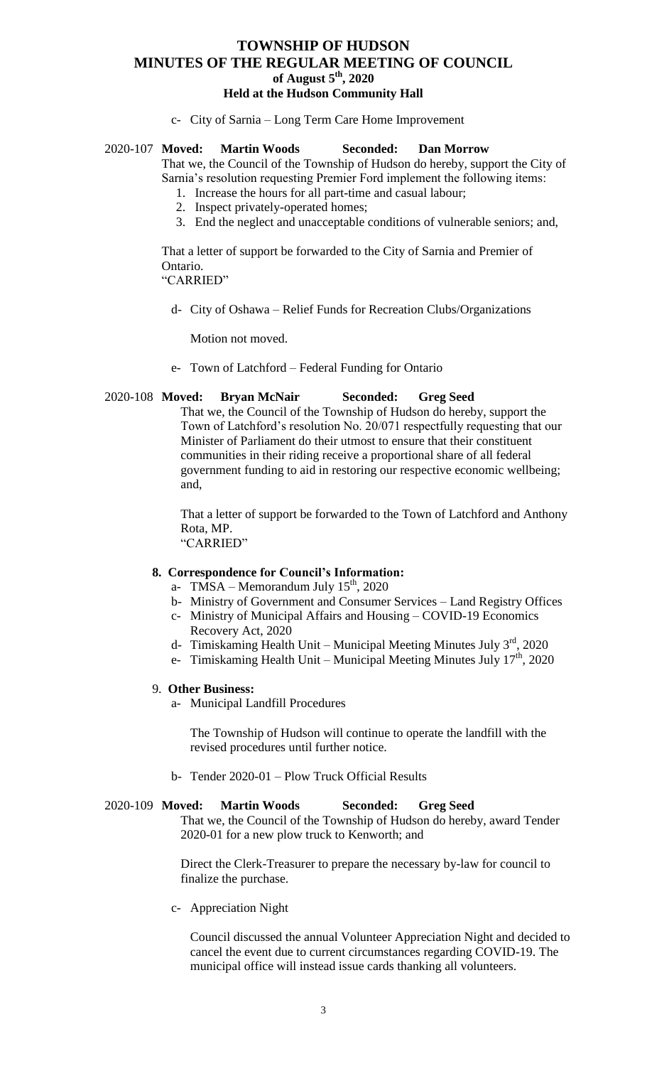c- City of Sarnia – Long Term Care Home Improvement

2020-107 **Moved: Martin Woods Seconded: Dan Morrow**

That we, the Council of the Township of Hudson do hereby, support the City of Sarnia's resolution requesting Premier Ford implement the following items:

1. Increase the hours for all part-time and casual labour;
2. Inspect privately-operated homes;
3. End the neglect and unacceptable conditions of vulnerable seniors; and,

That a letter of support be forwarded to the City of Sarnia and Premier of Ontario.
"CARRIED"

d- City of Oshawa – Relief Funds for Recreation Clubs/Organizations

Motion not moved.

e- Town of Latchford – Federal Funding for Ontario

2020-108 **Moved: Bryan McNair Seconded: Greg Seed**

That we, the Council of the Township of Hudson do hereby, support the Town of Latchford's resolution No. 20/071 respectfully requesting that our Minister of Parliament do their utmost to ensure that their constituent communities in their riding receive a proportional share of all federal government funding to aid in restoring our respective economic wellbeing; and,

That a letter of support be forwarded to the Town of Latchford and Anthony Rota, MP.
"CARRIED"

**8. Correspondence for Council's Information:**

a- TMSA – Memorandum July 15th, 2020
b- Ministry of Government and Consumer Services – Land Registry Offices
c- Ministry of Municipal Affairs and Housing – COVID-19 Economics Recovery Act, 2020
d- Timiskaming Health Unit – Municipal Meeting Minutes July 3rd, 2020
e- Timiskaming Health Unit – Municipal Meeting Minutes July 17th, 2020

9. **Other Business:**

a- Municipal Landfill Procedures

The Township of Hudson will continue to operate the landfill with the revised procedures until further notice.

b- Tender 2020-01 – Plow Truck Official Results

2020-109 **Moved: Martin Woods Seconded: Greg Seed**

That we, the Council of the Township of Hudson do hereby, award Tender 2020-01 for a new plow truck to Kenworth; and

Direct the Clerk-Treasurer to prepare the necessary by-law for council to finalize the purchase.

c- Appreciation Night

Council discussed the annual Volunteer Appreciation Night and decided to cancel the event due to current circumstances regarding COVID-19. The municipal office will instead issue cards thanking all volunteers.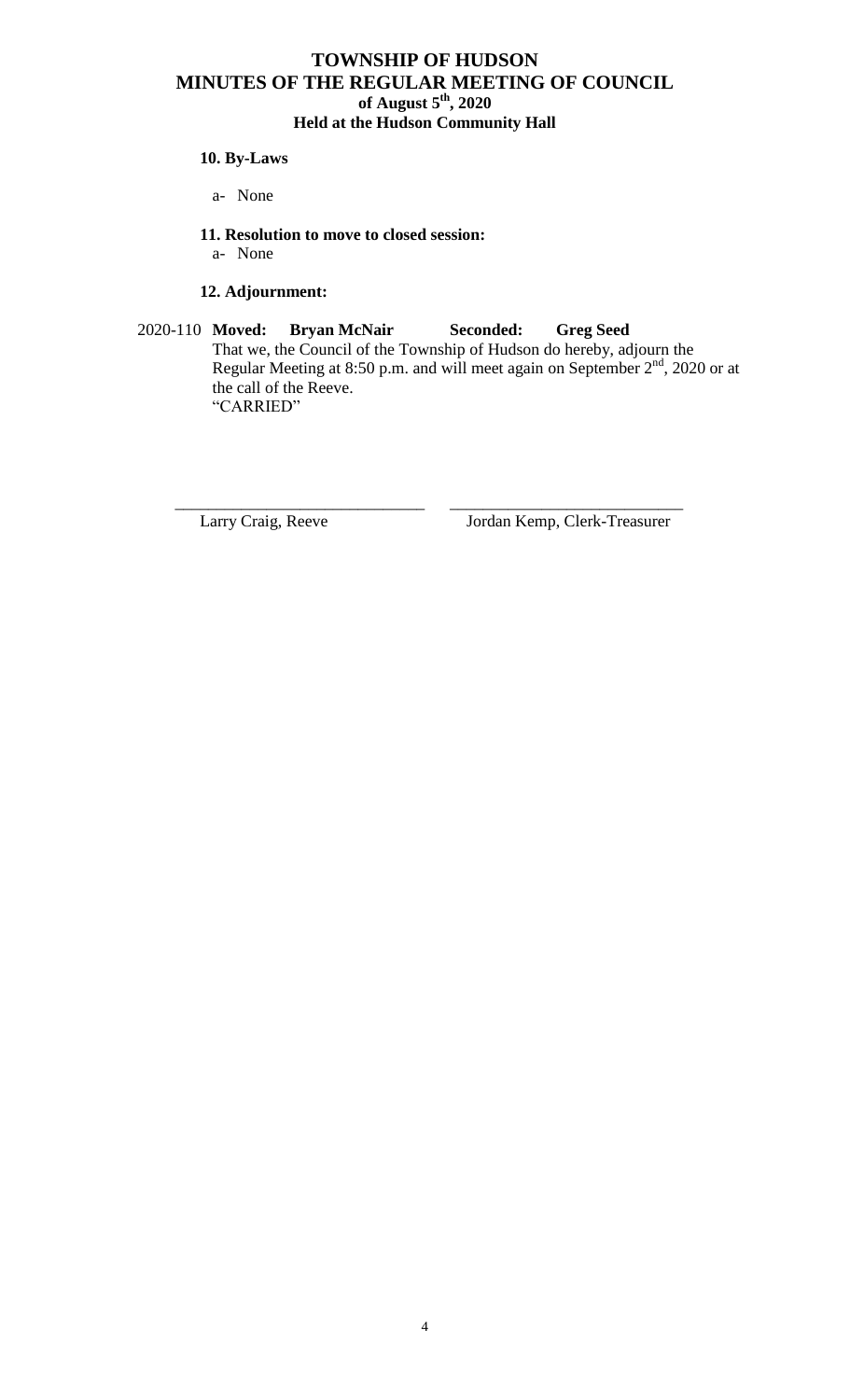**10. By-Laws**

a- None

**11. Resolution to move to closed session:**

a- None

**12. Adjournment:**

2020-110 **Moved: Bryan McNair Seconded: Greg Seed**

That we, the Council of the Township of Hudson do hereby, adjourn the Regular Meeting at 8:50 p.m. and will meet again on September 2nd, 2020 or at the call of the Reeve.

"CARRIED"

\_\_\_\_\_\_\_\_\_\_\_\_\_\_\_\_\_\_\_\_\_\_\_\_\_\_\_\_\_\_ \_\_\_\_\_\_\_\_\_\_\_\_\_\_\_\_\_\_\_\_\_\_\_\_\_\_\_\_\_\_

Larry Craig, Reeve Jordan Kemp, Clerk-Treasurer